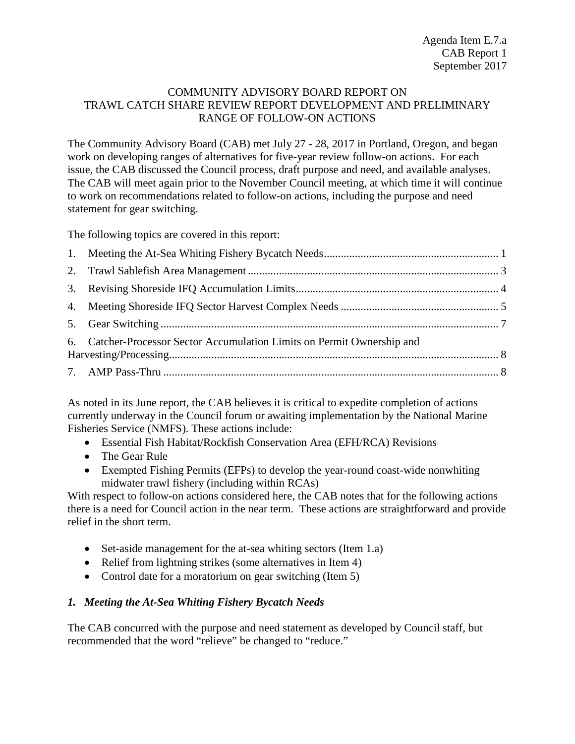Agenda Item E.7.a
CAB Report 1
September 2017

# COMMUNITY ADVISORY BOARD REPORT ON TRAWL CATCH SHARE REVIEW REPORT DEVELOPMENT AND PRELIMINARY RANGE OF FOLLOW-ON ACTIONS

The Community Advisory Board (CAB) met July 27 - 28, 2017 in Portland, Oregon, and began work on developing ranges of alternatives for five-year review follow-on actions. For each issue, the CAB discussed the Council process, draft purpose and need, and available analyses. The CAB will meet again prior to the November Council meeting, at which time it will continue to work on recommendations related to follow-on actions, including the purpose and need statement for gear switching.

The following topics are covered in this report:

1. Meeting the At-Sea Whiting Fishery Bycatch Needs ..... 1
2. Trawl Sablefish Area Management ..... 3
3. Revising Shoreside IFQ Accumulation Limits ..... 4
4. Meeting Shoreside IFQ Sector Harvest Complex Needs ..... 5
5. Gear Switching ..... 7
6. Catcher-Processor Sector Accumulation Limits on Permit Ownership and Harvesting/Processing ..... 8
7. AMP Pass-Thru ..... 8

As noted in its June report, the CAB believes it is critical to expedite completion of actions currently underway in the Council forum or awaiting implementation by the National Marine Fisheries Service (NMFS). These actions include:

- Essential Fish Habitat/Rockfish Conservation Area (EFH/RCA) Revisions
- The Gear Rule
- Exempted Fishing Permits (EFPs) to develop the year-round coast-wide nonwhiting midwater trawl fishery (including within RCAs)

With respect to follow-on actions considered here, the CAB notes that for the following actions there is a need for Council action in the near term. These actions are straightforward and provide relief in the short term.

- Set-aside management for the at-sea whiting sectors (Item 1.a)
- Relief from lightning strikes (some alternatives in Item 4)
- Control date for a moratorium on gear switching (Item 5)

## *1. Meeting the At-Sea Whiting Fishery Bycatch Needs*

The CAB concurred with the purpose and need statement as developed by Council staff, but recommended that the word "relieve" be changed to "reduce."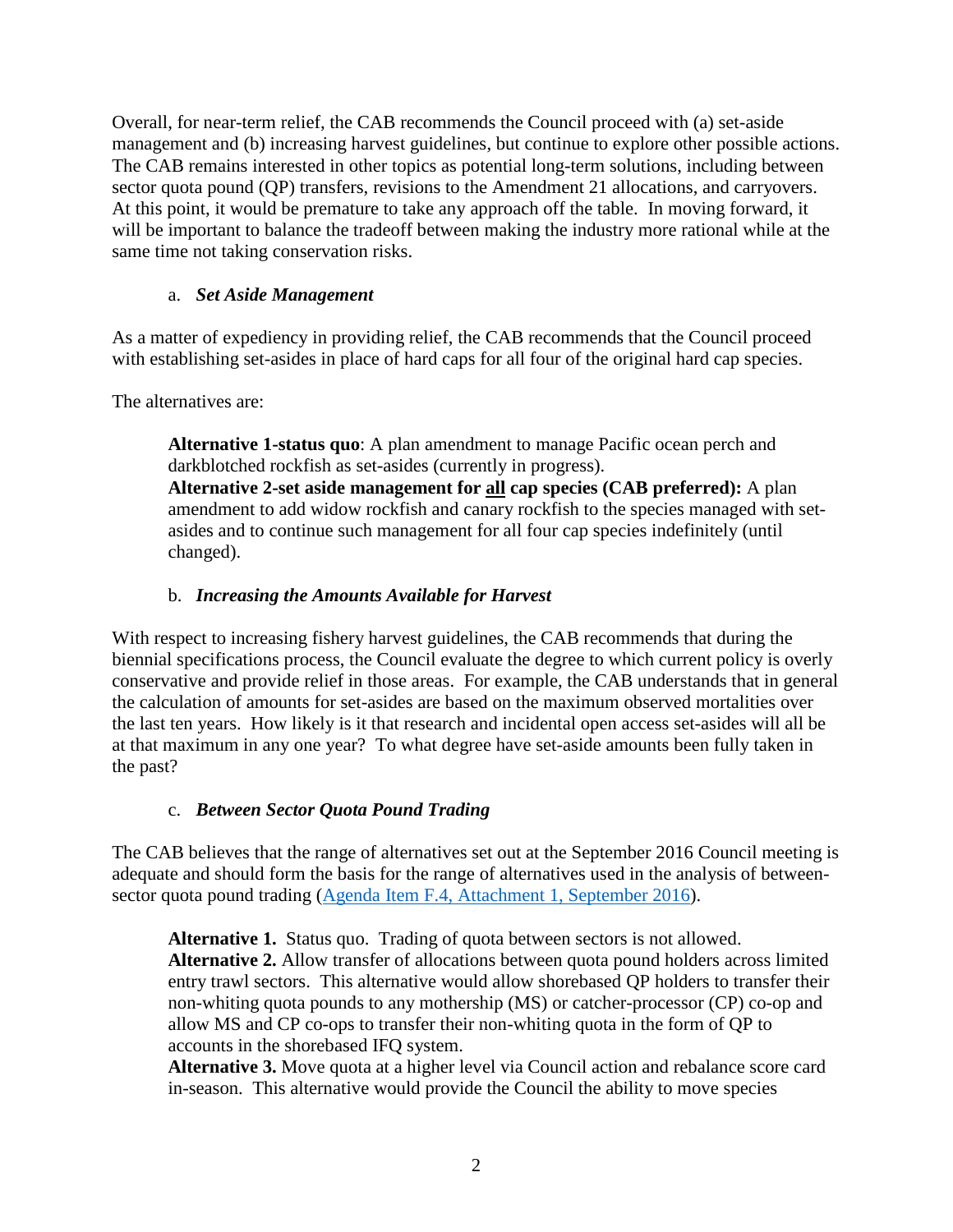Overall, for near-term relief, the CAB recommends the Council proceed with (a) set-aside management and (b) increasing harvest guidelines, but continue to explore other possible actions. The CAB remains interested in other topics as potential long-term solutions, including between sector quota pound (QP) transfers, revisions to the Amendment 21 allocations, and carryovers. At this point, it would be premature to take any approach off the table. In moving forward, it will be important to balance the tradeoff between making the industry more rational while at the same time not taking conservation risks.

### a. *Set Aside Management*

As a matter of expediency in providing relief, the CAB recommends that the Council proceed with establishing set-asides in place of hard caps for all four of the original hard cap species.

The alternatives are:

> **Alternative 1-status quo**: A plan amendment to manage Pacific ocean perch and darkblotched rockfish as set-asides (currently in progress).
> **Alternative 2-set aside management for <u>all</u> cap species (CAB preferred):** A plan amendment to add widow rockfish and canary rockfish to the species managed with set-asides and to continue such management for all four cap species indefinitely (until changed).

### b. *Increasing the Amounts Available for Harvest*

With respect to increasing fishery harvest guidelines, the CAB recommends that during the biennial specifications process, the Council evaluate the degree to which current policy is overly conservative and provide relief in those areas. For example, the CAB understands that in general the calculation of amounts for set-asides are based on the maximum observed mortalities over the last ten years. How likely is it that research and incidental open access set-asides will all be at that maximum in any one year? To what degree have set-aside amounts been fully taken in the past?

### c. *Between Sector Quota Pound Trading*

The CAB believes that the range of alternatives set out at the September 2016 Council meeting is adequate and should form the basis for the range of alternatives used in the analysis of between-sector quota pound trading (Agenda Item F.4, Attachment 1, September 2016).

> **Alternative 1.** Status quo. Trading of quota between sectors is not allowed.
> **Alternative 2.** Allow transfer of allocations between quota pound holders across limited entry trawl sectors. This alternative would allow shorebased QP holders to transfer their non-whiting quota pounds to any mothership (MS) or catcher-processor (CP) co-op and allow MS and CP co-ops to transfer their non-whiting quota in the form of QP to accounts in the shorebased IFQ system.
> **Alternative 3.** Move quota at a higher level via Council action and rebalance score card in-season. This alternative would provide the Council the ability to move species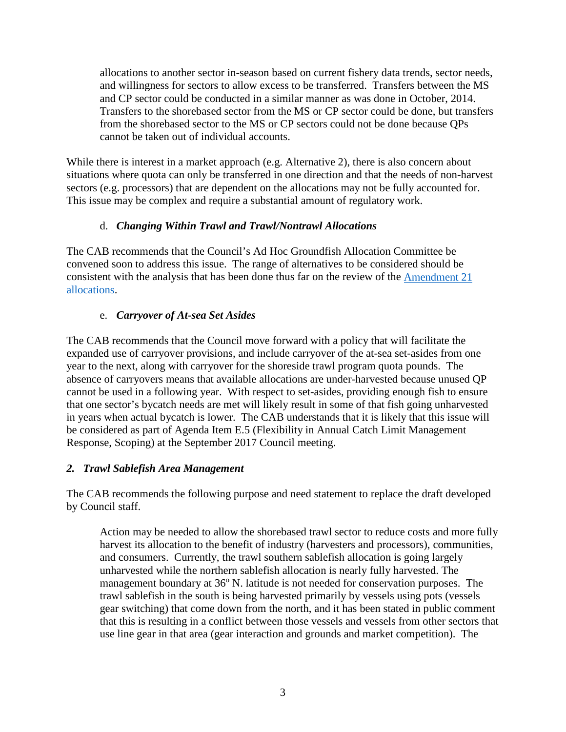> allocations to another sector in-season based on current fishery data trends, sector needs, and willingness for sectors to allow excess to be transferred. Transfers between the MS and CP sector could be conducted in a similar manner as was done in October, 2014. Transfers to the shorebased sector from the MS or CP sector could be done, but transfers from the shorebased sector to the MS or CP sectors could not be done because QPs cannot be taken out of individual accounts.

While there is interest in a market approach (e.g. Alternative 2), there is also concern about situations where quota can only be transferred in one direction and that the needs of non-harvest sectors (e.g. processors) that are dependent on the allocations may not be fully accounted for. This issue may be complex and require a substantial amount of regulatory work.

d. ***Changing Within Trawl and Trawl/Nontrawl Allocations***

The CAB recommends that the Council's Ad Hoc Groundfish Allocation Committee be convened soon to address this issue. The range of alternatives to be considered should be consistent with the analysis that has been done thus far on the review of the [Amendment 21 allocations]().

e. ***Carryover of At-sea Set Asides***

The CAB recommends that the Council move forward with a policy that will facilitate the expanded use of carryover provisions, and include carryover of the at-sea set-asides from one year to the next, along with carryover for the shoreside trawl program quota pounds. The absence of carryovers means that available allocations are under-harvested because unused QP cannot be used in a following year. With respect to set-asides, providing enough fish to ensure that one sector's bycatch needs are met will likely result in some of that fish going unharvested in years when actual bycatch is lower. The CAB understands that it is likely that this issue will be considered as part of Agenda Item E.5 (Flexibility in Annual Catch Limit Management Response, Scoping) at the September 2017 Council meeting.

## *2. Trawl Sablefish Area Management*

The CAB recommends the following purpose and need statement to replace the draft developed by Council staff.

> Action may be needed to allow the shorebased trawl sector to reduce costs and more fully harvest its allocation to the benefit of industry (harvesters and processors), communities, and consumers. Currently, the trawl southern sablefish allocation is going largely unharvested while the northern sablefish allocation is nearly fully harvested. The management boundary at 36° N. latitude is not needed for conservation purposes. The trawl sablefish in the south is being harvested primarily by vessels using pots (vessels gear switching) that come down from the north, and it has been stated in public comment that this is resulting in a conflict between those vessels and vessels from other sectors that use line gear in that area (gear interaction and grounds and market competition). The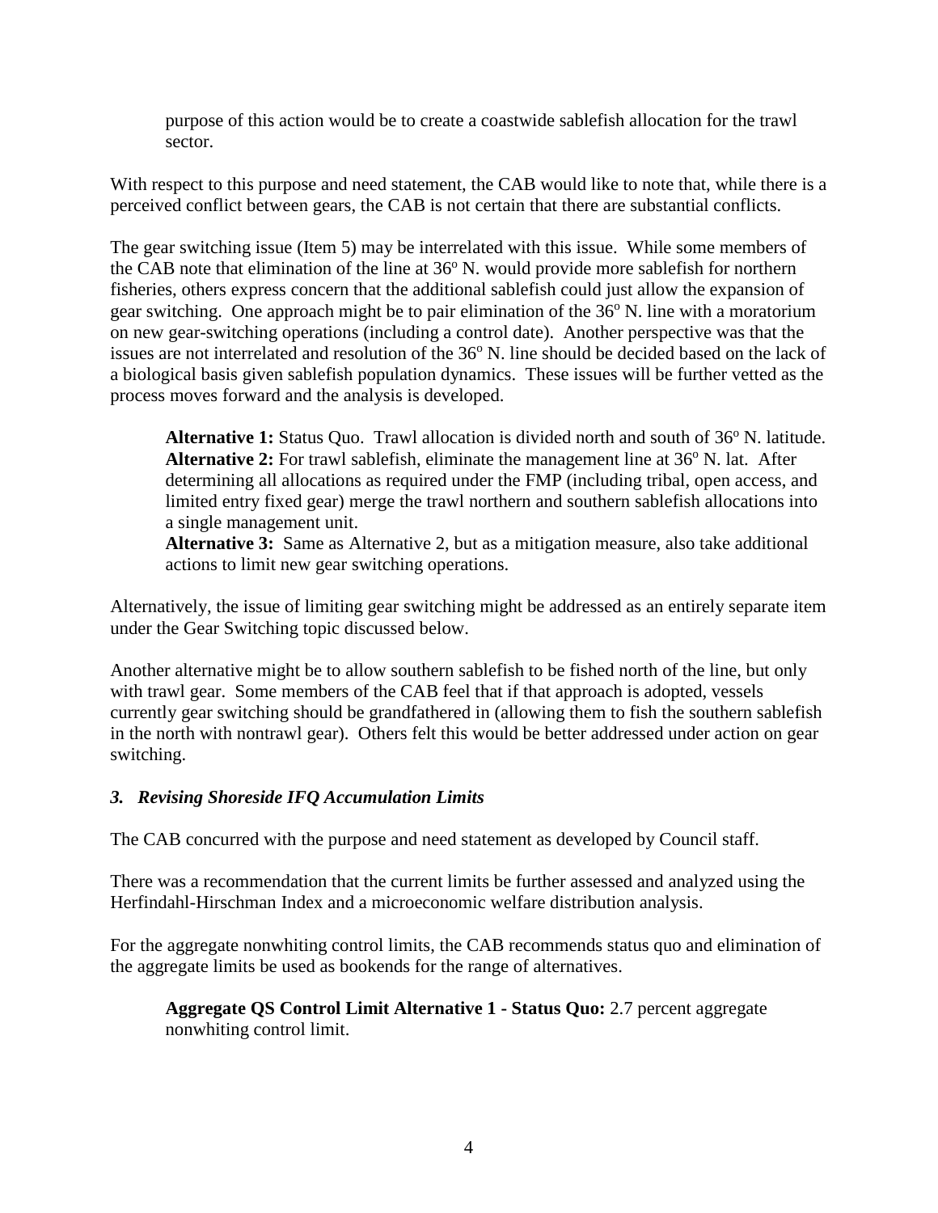purpose of this action would be to create a coastwide sablefish allocation for the trawl sector.

With respect to this purpose and need statement, the CAB would like to note that, while there is a perceived conflict between gears, the CAB is not certain that there are substantial conflicts.

The gear switching issue (Item 5) may be interrelated with this issue. While some members of the CAB note that elimination of the line at 36° N. would provide more sablefish for northern fisheries, others express concern that the additional sablefish could just allow the expansion of gear switching. One approach might be to pair elimination of the 36° N. line with a moratorium on new gear-switching operations (including a control date). Another perspective was that the issues are not interrelated and resolution of the 36° N. line should be decided based on the lack of a biological basis given sablefish population dynamics. These issues will be further vetted as the process moves forward and the analysis is developed.

> **Alternative 1:** Status Quo. Trawl allocation is divided north and south of 36° N. latitude.
> **Alternative 2:** For trawl sablefish, eliminate the management line at 36° N. lat. After determining all allocations as required under the FMP (including tribal, open access, and limited entry fixed gear) merge the trawl northern and southern sablefish allocations into a single management unit.
> **Alternative 3:** Same as Alternative 2, but as a mitigation measure, also take additional actions to limit new gear switching operations.

Alternatively, the issue of limiting gear switching might be addressed as an entirely separate item under the Gear Switching topic discussed below.

Another alternative might be to allow southern sablefish to be fished north of the line, but only with trawl gear. Some members of the CAB feel that if that approach is adopted, vessels currently gear switching should be grandfathered in (allowing them to fish the southern sablefish in the north with nontrawl gear). Others felt this would be better addressed under action on gear switching.

### *3. Revising Shoreside IFQ Accumulation Limits*

The CAB concurred with the purpose and need statement as developed by Council staff.

There was a recommendation that the current limits be further assessed and analyzed using the Herfindahl-Hirschman Index and a microeconomic welfare distribution analysis.

For the aggregate nonwhiting control limits, the CAB recommends status quo and elimination of the aggregate limits be used as bookends for the range of alternatives.

> **Aggregate QS Control Limit Alternative 1 - Status Quo:** 2.7 percent aggregate nonwhiting control limit.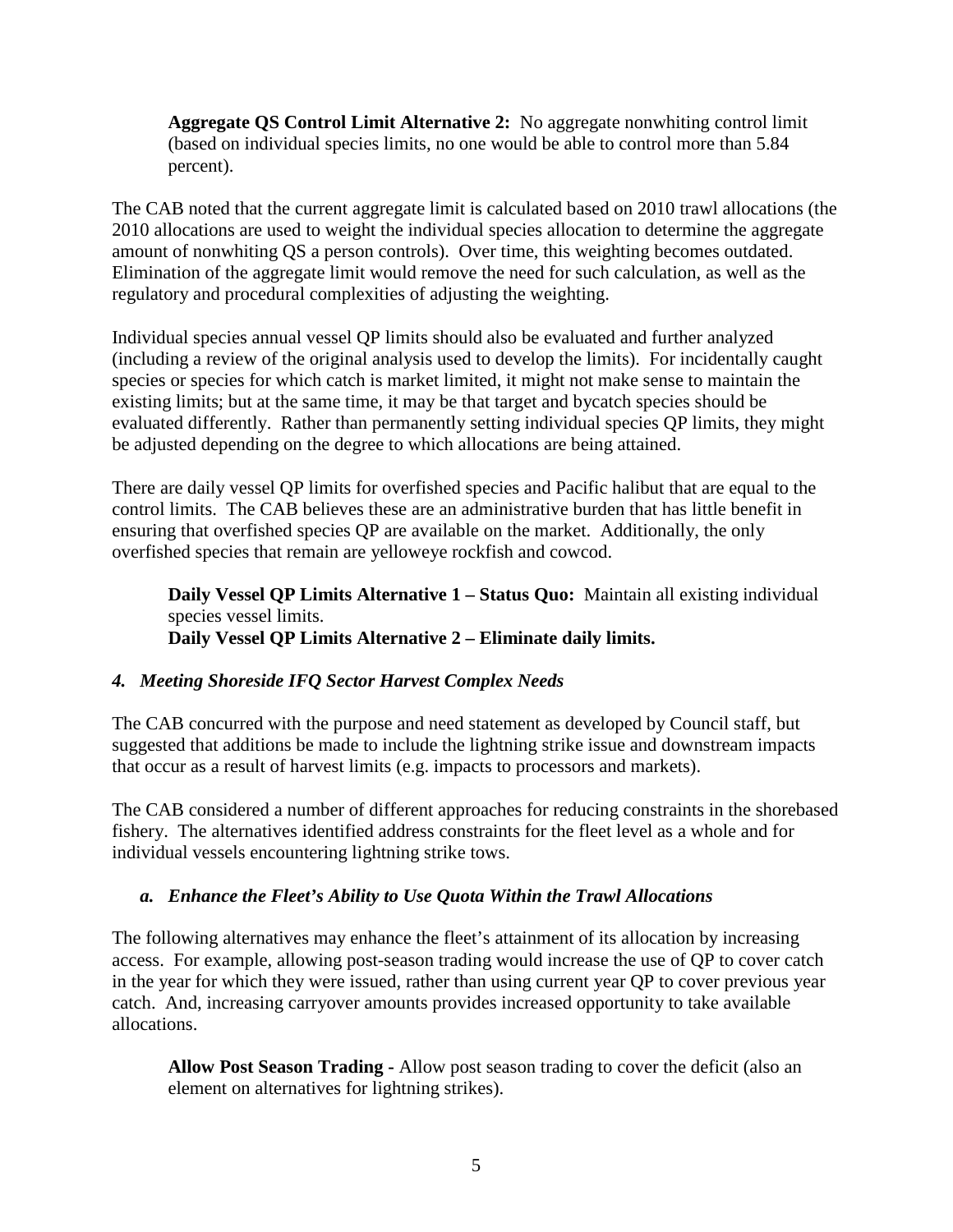**Aggregate QS Control Limit Alternative 2:** No aggregate nonwhiting control limit (based on individual species limits, no one would be able to control more than 5.84 percent).

The CAB noted that the current aggregate limit is calculated based on 2010 trawl allocations (the 2010 allocations are used to weight the individual species allocation to determine the aggregate amount of nonwhiting QS a person controls). Over time, this weighting becomes outdated. Elimination of the aggregate limit would remove the need for such calculation, as well as the regulatory and procedural complexities of adjusting the weighting.

Individual species annual vessel QP limits should also be evaluated and further analyzed (including a review of the original analysis used to develop the limits). For incidentally caught species or species for which catch is market limited, it might not make sense to maintain the existing limits; but at the same time, it may be that target and bycatch species should be evaluated differently. Rather than permanently setting individual species QP limits, they might be adjusted depending on the degree to which allocations are being attained.

There are daily vessel QP limits for overfished species and Pacific halibut that are equal to the control limits. The CAB believes these are an administrative burden that has little benefit in ensuring that overfished species QP are available on the market. Additionally, the only overfished species that remain are yelloweye rockfish and cowcod.

**Daily Vessel QP Limits Alternative 1 – Status Quo:** Maintain all existing individual species vessel limits.
**Daily Vessel QP Limits Alternative 2 – Eliminate daily limits.**

### *4. Meeting Shoreside IFQ Sector Harvest Complex Needs*

The CAB concurred with the purpose and need statement as developed by Council staff, but suggested that additions be made to include the lightning strike issue and downstream impacts that occur as a result of harvest limits (e.g. impacts to processors and markets).

The CAB considered a number of different approaches for reducing constraints in the shorebased fishery. The alternatives identified address constraints for the fleet level as a whole and for individual vessels encountering lightning strike tows.

#### *a. Enhance the Fleet's Ability to Use Quota Within the Trawl Allocations*

The following alternatives may enhance the fleet's attainment of its allocation by increasing access. For example, allowing post-season trading would increase the use of QP to cover catch in the year for which they were issued, rather than using current year QP to cover previous year catch. And, increasing carryover amounts provides increased opportunity to take available allocations.

**Allow Post Season Trading -** Allow post season trading to cover the deficit (also an element on alternatives for lightning strikes).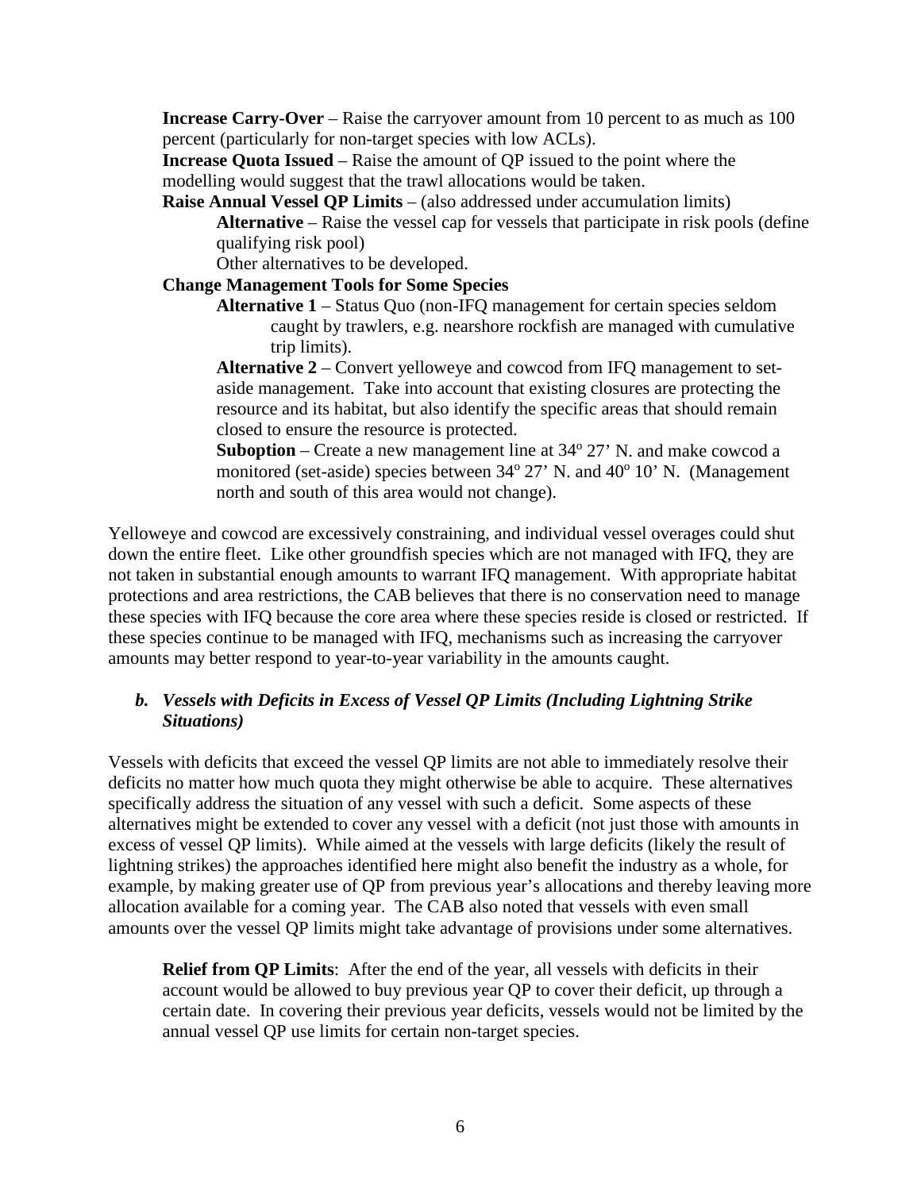**Increase Carry-Over** – Raise the carryover amount from 10 percent to as much as 100 percent (particularly for non-target species with low ACLs).

**Increase Quota Issued** – Raise the amount of QP issued to the point where the modelling would suggest that the trawl allocations would be taken.

**Raise Annual Vessel QP Limits** – (also addressed under accumulation limits)

> **Alternative** – Raise the vessel cap for vessels that participate in risk pools (define qualifying risk pool)
>
> Other alternatives to be developed.

**Change Management Tools for Some Species**

> **Alternative 1** – Status Quo (non-IFQ management for certain species seldom caught by trawlers, e.g. nearshore rockfish are managed with cumulative trip limits).
>
> **Alternative 2** – Convert yelloweye and cowcod from IFQ management to set-aside management. Take into account that existing closures are protecting the resource and its habitat, but also identify the specific areas that should remain closed to ensure the resource is protected.
>
> **Suboption** – Create a new management line at 34° 27' N. and make cowcod a monitored (set-aside) species between 34° 27' N. and 40° 10' N. (Management north and south of this area would not change).

Yelloweye and cowcod are excessively constraining, and individual vessel overages could shut down the entire fleet. Like other groundfish species which are not managed with IFQ, they are not taken in substantial enough amounts to warrant IFQ management. With appropriate habitat protections and area restrictions, the CAB believes that there is no conservation need to manage these species with IFQ because the core area where these species reside is closed or restricted. If these species continue to be managed with IFQ, mechanisms such as increasing the carryover amounts may better respond to year-to-year variability in the amounts caught.

### *b. Vessels with Deficits in Excess of Vessel QP Limits (Including Lightning Strike Situations)*

Vessels with deficits that exceed the vessel QP limits are not able to immediately resolve their deficits no matter how much quota they might otherwise be able to acquire. These alternatives specifically address the situation of any vessel with such a deficit. Some aspects of these alternatives might be extended to cover any vessel with a deficit (not just those with amounts in excess of vessel QP limits). While aimed at the vessels with large deficits (likely the result of lightning strikes) the approaches identified here might also benefit the industry as a whole, for example, by making greater use of QP from previous year's allocations and thereby leaving more allocation available for a coming year. The CAB also noted that vessels with even small amounts over the vessel QP limits might take advantage of provisions under some alternatives.

> **Relief from QP Limits**: After the end of the year, all vessels with deficits in their account would be allowed to buy previous year QP to cover their deficit, up through a certain date. In covering their previous year deficits, vessels would not be limited by the annual vessel QP use limits for certain non-target species.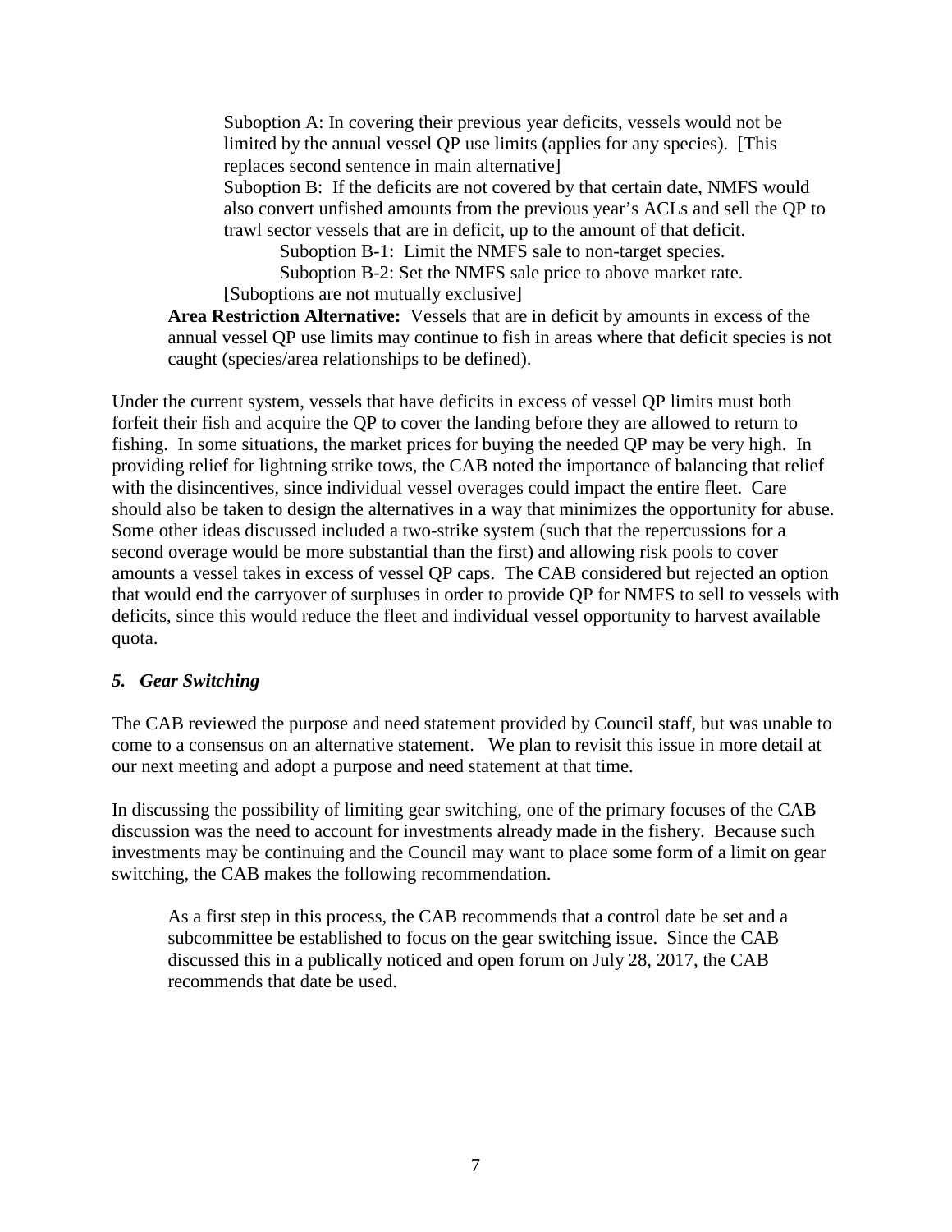Suboption A: In covering their previous year deficits, vessels would not be limited by the annual vessel QP use limits (applies for any species). [This replaces second sentence in main alternative]

Suboption B: If the deficits are not covered by that certain date, NMFS would also convert unfished amounts from the previous year's ACLs and sell the QP to trawl sector vessels that are in deficit, up to the amount of that deficit.

Suboption B-1: Limit the NMFS sale to non-target species.

Suboption B-2: Set the NMFS sale price to above market rate.

[Suboptions are not mutually exclusive]

**Area Restriction Alternative:** Vessels that are in deficit by amounts in excess of the annual vessel QP use limits may continue to fish in areas where that deficit species is not caught (species/area relationships to be defined).

Under the current system, vessels that have deficits in excess of vessel QP limits must both forfeit their fish and acquire the QP to cover the landing before they are allowed to return to fishing. In some situations, the market prices for buying the needed QP may be very high. In providing relief for lightning strike tows, the CAB noted the importance of balancing that relief with the disincentives, since individual vessel overages could impact the entire fleet. Care should also be taken to design the alternatives in a way that minimizes the opportunity for abuse. Some other ideas discussed included a two-strike system (such that the repercussions for a second overage would be more substantial than the first) and allowing risk pools to cover amounts a vessel takes in excess of vessel QP caps. The CAB considered but rejected an option that would end the carryover of surpluses in order to provide QP for NMFS to sell to vessels with deficits, since this would reduce the fleet and individual vessel opportunity to harvest available quota.

### *5. Gear Switching*

The CAB reviewed the purpose and need statement provided by Council staff, but was unable to come to a consensus on an alternative statement. We plan to revisit this issue in more detail at our next meeting and adopt a purpose and need statement at that time.

In discussing the possibility of limiting gear switching, one of the primary focuses of the CAB discussion was the need to account for investments already made in the fishery. Because such investments may be continuing and the Council may want to place some form of a limit on gear switching, the CAB makes the following recommendation.

> As a first step in this process, the CAB recommends that a control date be set and a subcommittee be established to focus on the gear switching issue. Since the CAB discussed this in a publically noticed and open forum on July 28, 2017, the CAB recommends that date be used.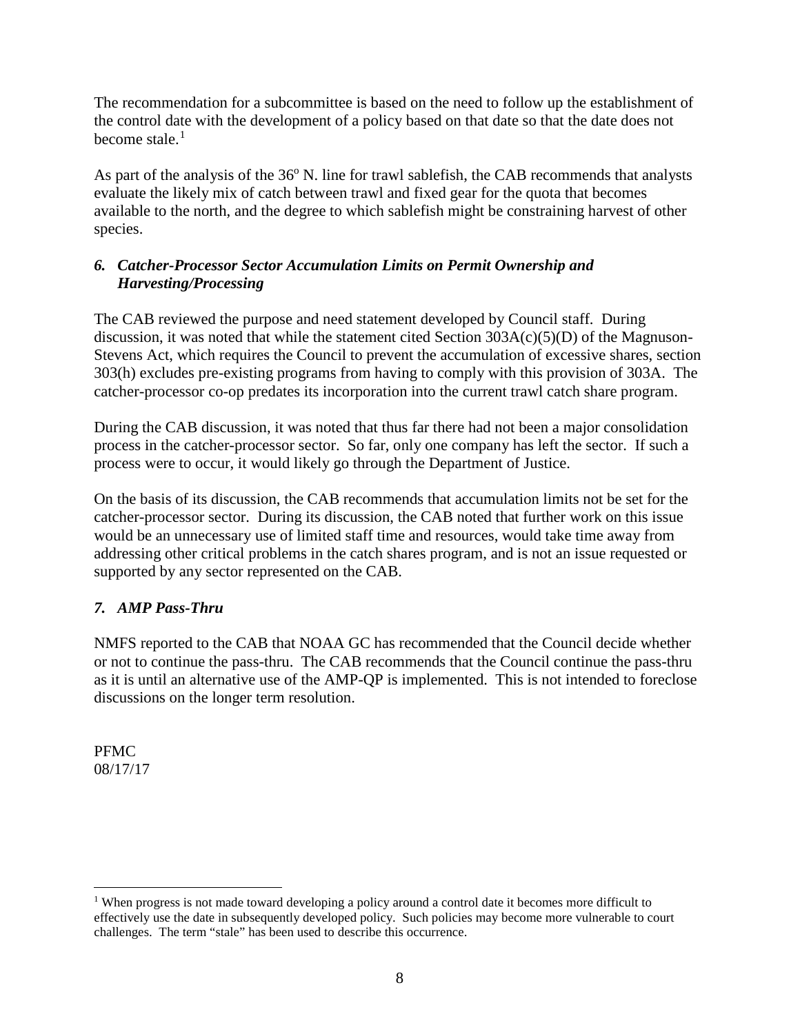The recommendation for a subcommittee is based on the need to follow up the establishment of the control date with the development of a policy based on that date so that the date does not become stale.[1]

As part of the analysis of the 36° N. line for trawl sablefish, the CAB recommends that analysts evaluate the likely mix of catch between trawl and fixed gear for the quota that becomes available to the north, and the degree to which sablefish might be constraining harvest of other species.

### *6. Catcher-Processor Sector Accumulation Limits on Permit Ownership and Harvesting/Processing*

The CAB reviewed the purpose and need statement developed by Council staff. During discussion, it was noted that while the statement cited Section 303A(c)(5)(D) of the Magnuson-Stevens Act, which requires the Council to prevent the accumulation of excessive shares, section 303(h) excludes pre-existing programs from having to comply with this provision of 303A. The catcher-processor co-op predates its incorporation into the current trawl catch share program.

During the CAB discussion, it was noted that thus far there had not been a major consolidation process in the catcher-processor sector. So far, only one company has left the sector. If such a process were to occur, it would likely go through the Department of Justice.

On the basis of its discussion, the CAB recommends that accumulation limits not be set for the catcher-processor sector. During its discussion, the CAB noted that further work on this issue would be an unnecessary use of limited staff time and resources, would take time away from addressing other critical problems in the catch shares program, and is not an issue requested or supported by any sector represented on the CAB.

### *7. AMP Pass-Thru*

NMFS reported to the CAB that NOAA GC has recommended that the Council decide whether or not to continue the pass-thru. The CAB recommends that the Council continue the pass-thru as it is until an alternative use of the AMP-QP is implemented. This is not intended to foreclose discussions on the longer term resolution.

PFMC
08/17/17

---

[1] When progress is not made toward developing a policy around a control date it becomes more difficult to effectively use the date in subsequently developed policy. Such policies may become more vulnerable to court challenges. The term "stale" has been used to describe this occurrence.